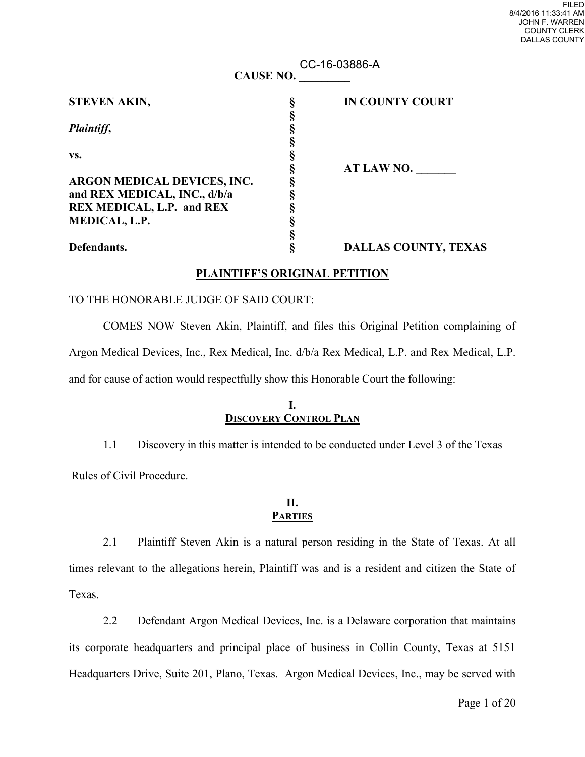FILED
8/4/2016 11:33:41 AM
JOHN F. WARREN
COUNTY CLERK
DALLAS COUNTY

CC-16-03886-A

**CAUSE NO. ________**

| | | |
|---|---|---|
| **STEVEN AKIN,** | **§** | **IN COUNTY COURT** |
| | **§** | |
| ***Plaintiff*,** | **§** | |
| | **§** | |
| **vs.** | **§** | |
| | **§** | **AT LAW NO. _______** |
| **ARGON MEDICAL DEVICES, INC. and REX MEDICAL, INC., d/b/a REX MEDICAL, L.P. and REX MEDICAL, L.P.** | **§** | |
| | **§** | |
| **Defendants.** | **§** | **DALLAS COUNTY, TEXAS** |

## PLAINTIFF'S ORIGINAL PETITION

TO THE HONORABLE JUDGE OF SAID COURT:

COMES NOW Steven Akin, Plaintiff, and files this Original Petition complaining of Argon Medical Devices, Inc., Rex Medical, Inc. d/b/a Rex Medical, L.P. and Rex Medical, L.P. and for cause of action would respectfully show this Honorable Court the following:

### I. DISCOVERY CONTROL PLAN

1.1 Discovery in this matter is intended to be conducted under Level 3 of the Texas Rules of Civil Procedure.

### II. PARTIES

2.1 Plaintiff Steven Akin is a natural person residing in the State of Texas. At all times relevant to the allegations herein, Plaintiff was and is a resident and citizen the State of Texas.

2.2 Defendant Argon Medical Devices, Inc. is a Delaware corporation that maintains its corporate headquarters and principal place of business in Collin County, Texas at 5151 Headquarters Drive, Suite 201, Plano, Texas. Argon Medical Devices, Inc., may be served with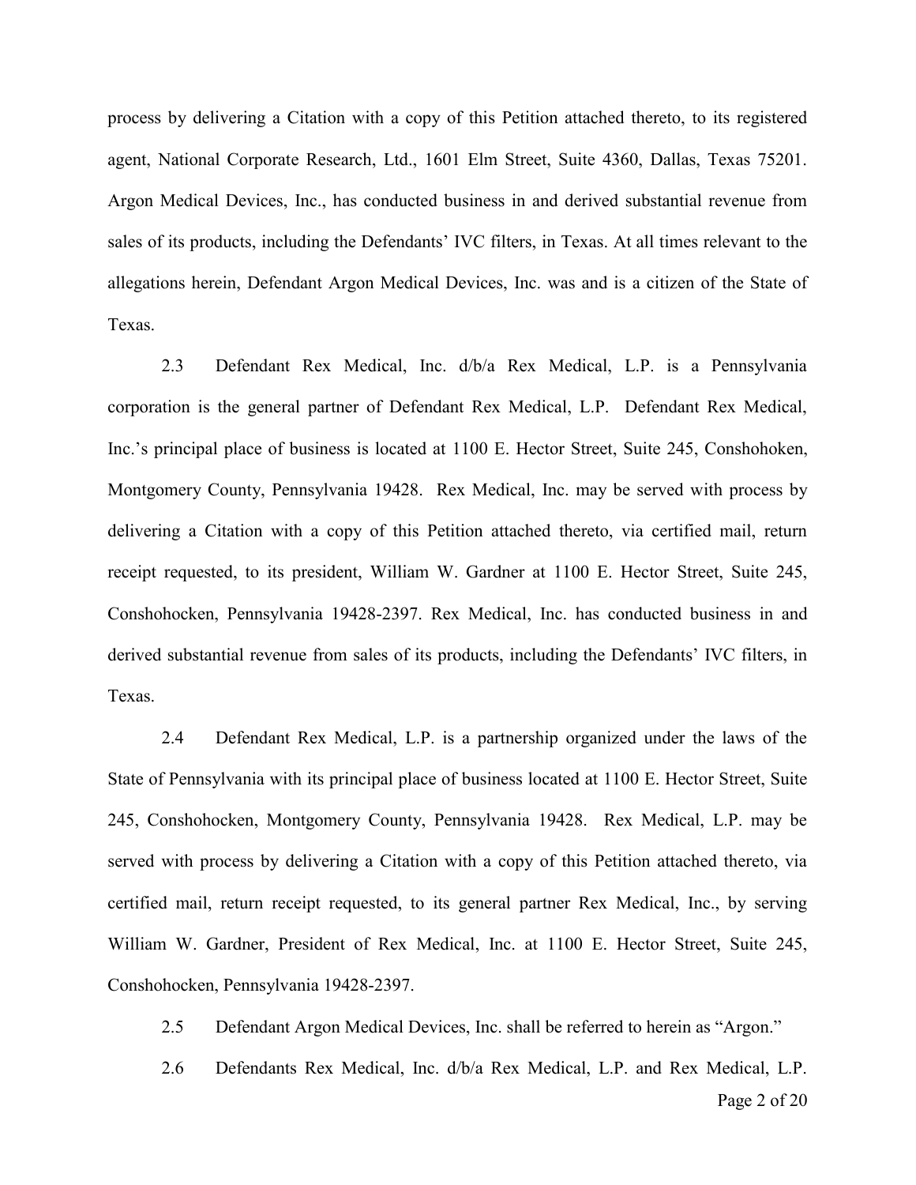process by delivering a Citation with a copy of this Petition attached thereto, to its registered agent, National Corporate Research, Ltd., 1601 Elm Street, Suite 4360, Dallas, Texas 75201. Argon Medical Devices, Inc., has conducted business in and derived substantial revenue from sales of its products, including the Defendants' IVC filters, in Texas. At all times relevant to the allegations herein, Defendant Argon Medical Devices, Inc. was and is a citizen of the State of Texas.

2.3 Defendant Rex Medical, Inc. d/b/a Rex Medical, L.P. is a Pennsylvania corporation is the general partner of Defendant Rex Medical, L.P. Defendant Rex Medical, Inc.'s principal place of business is located at 1100 E. Hector Street, Suite 245, Conshohoken, Montgomery County, Pennsylvania 19428. Rex Medical, Inc. may be served with process by delivering a Citation with a copy of this Petition attached thereto, via certified mail, return receipt requested, to its president, William W. Gardner at 1100 E. Hector Street, Suite 245, Conshohocken, Pennsylvania 19428-2397. Rex Medical, Inc. has conducted business in and derived substantial revenue from sales of its products, including the Defendants' IVC filters, in Texas.

2.4 Defendant Rex Medical, L.P. is a partnership organized under the laws of the State of Pennsylvania with its principal place of business located at 1100 E. Hector Street, Suite 245, Conshohocken, Montgomery County, Pennsylvania 19428. Rex Medical, L.P. may be served with process by delivering a Citation with a copy of this Petition attached thereto, via certified mail, return receipt requested, to its general partner Rex Medical, Inc., by serving William W. Gardner, President of Rex Medical, Inc. at 1100 E. Hector Street, Suite 245, Conshohocken, Pennsylvania 19428-2397.

2.5 Defendant Argon Medical Devices, Inc. shall be referred to herein as "Argon."

2.6 Defendants Rex Medical, Inc. d/b/a Rex Medical, L.P. and Rex Medical, L.P.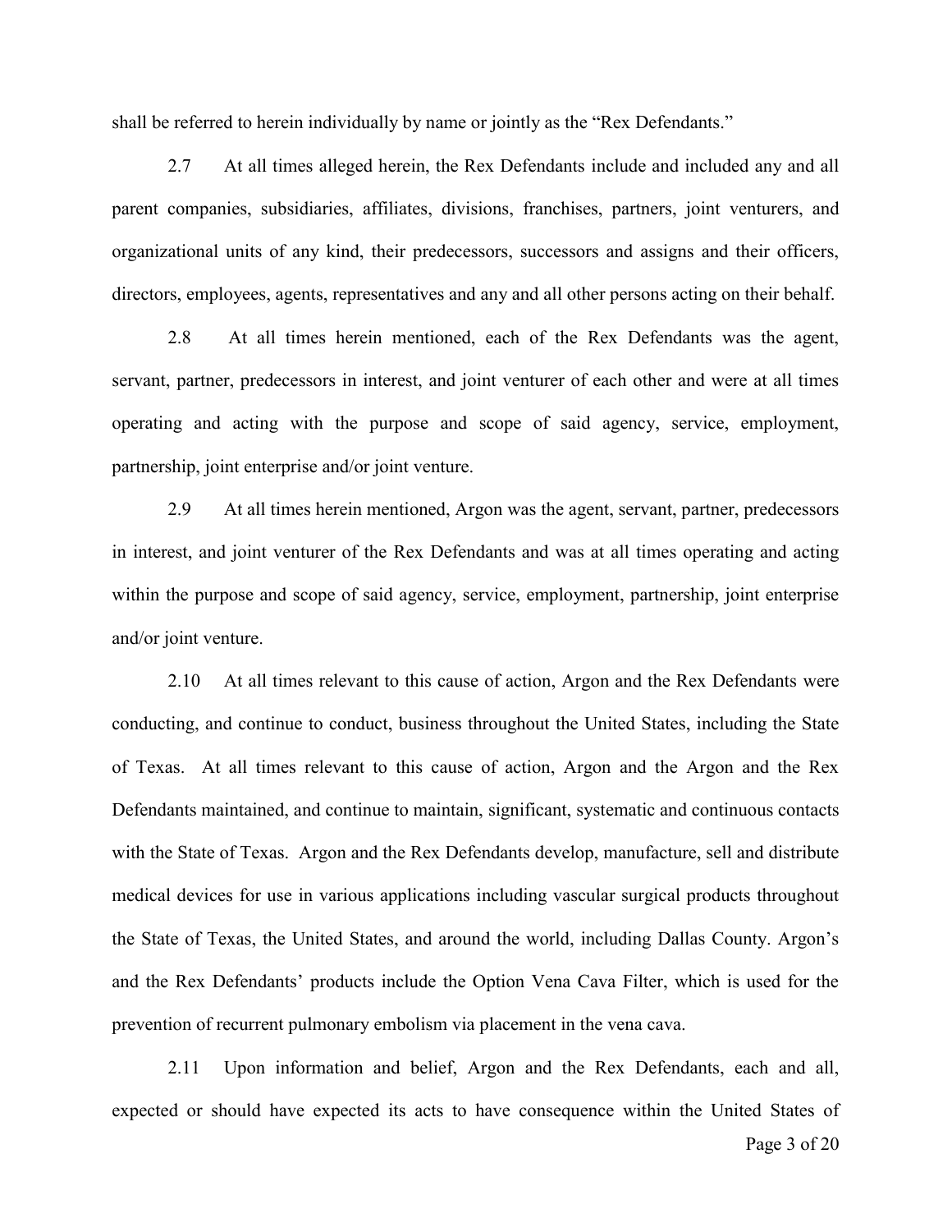shall be referred to herein individually by name or jointly as the "Rex Defendants."

2.7 At all times alleged herein, the Rex Defendants include and included any and all parent companies, subsidiaries, affiliates, divisions, franchises, partners, joint venturers, and organizational units of any kind, their predecessors, successors and assigns and their officers, directors, employees, agents, representatives and any and all other persons acting on their behalf.

2.8 At all times herein mentioned, each of the Rex Defendants was the agent, servant, partner, predecessors in interest, and joint venturer of each other and were at all times operating and acting with the purpose and scope of said agency, service, employment, partnership, joint enterprise and/or joint venture.

2.9 At all times herein mentioned, Argon was the agent, servant, partner, predecessors in interest, and joint venturer of the Rex Defendants and was at all times operating and acting within the purpose and scope of said agency, service, employment, partnership, joint enterprise and/or joint venture.

2.10 At all times relevant to this cause of action, Argon and the Rex Defendants were conducting, and continue to conduct, business throughout the United States, including the State of Texas. At all times relevant to this cause of action, Argon and the Argon and the Rex Defendants maintained, and continue to maintain, significant, systematic and continuous contacts with the State of Texas. Argon and the Rex Defendants develop, manufacture, sell and distribute medical devices for use in various applications including vascular surgical products throughout the State of Texas, the United States, and around the world, including Dallas County. Argon's and the Rex Defendants' products include the Option Vena Cava Filter, which is used for the prevention of recurrent pulmonary embolism via placement in the vena cava.

2.11 Upon information and belief, Argon and the Rex Defendants, each and all, expected or should have expected its acts to have consequence within the United States of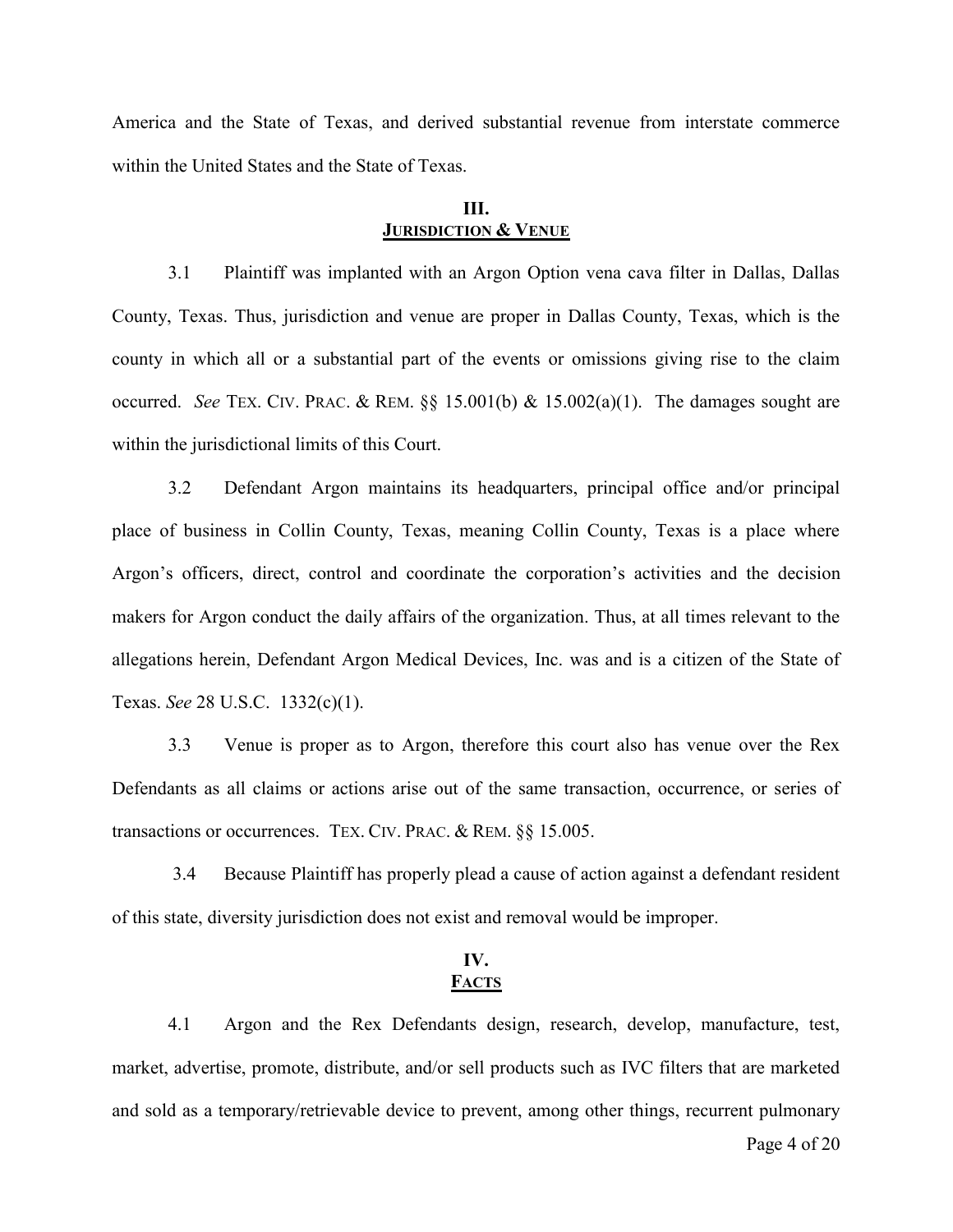America and the State of Texas, and derived substantial revenue from interstate commerce within the United States and the State of Texas.

## III.
## JURISDICTION & VENUE

3.1 Plaintiff was implanted with an Argon Option vena cava filter in Dallas, Dallas County, Texas. Thus, jurisdiction and venue are proper in Dallas County, Texas, which is the county in which all or a substantial part of the events or omissions giving rise to the claim occurred. *See* TEX. CIV. PRAC. & REM. §§ 15.001(b) & 15.002(a)(1). The damages sought are within the jurisdictional limits of this Court.

3.2 Defendant Argon maintains its headquarters, principal office and/or principal place of business in Collin County, Texas, meaning Collin County, Texas is a place where Argon's officers, direct, control and coordinate the corporation's activities and the decision makers for Argon conduct the daily affairs of the organization. Thus, at all times relevant to the allegations herein, Defendant Argon Medical Devices, Inc. was and is a citizen of the State of Texas. *See* 28 U.S.C. 1332(c)(1).

3.3 Venue is proper as to Argon, therefore this court also has venue over the Rex Defendants as all claims or actions arise out of the same transaction, occurrence, or series of transactions or occurrences. TEX. CIV. PRAC. & REM. §§ 15.005.

3.4 Because Plaintiff has properly plead a cause of action against a defendant resident of this state, diversity jurisdiction does not exist and removal would be improper.

## IV.
## FACTS

4.1 Argon and the Rex Defendants design, research, develop, manufacture, test, market, advertise, promote, distribute, and/or sell products such as IVC filters that are marketed and sold as a temporary/retrievable device to prevent, among other things, recurrent pulmonary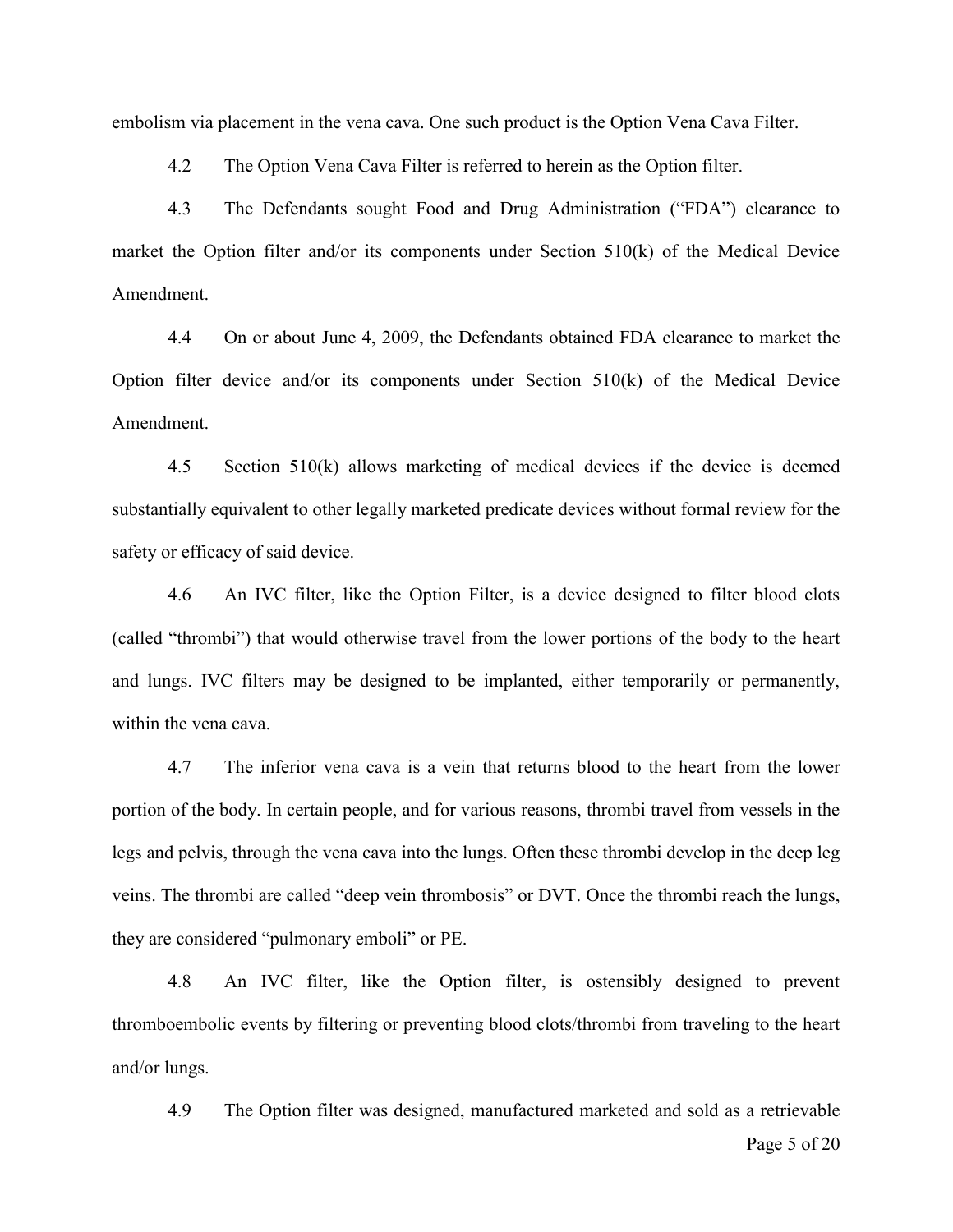embolism via placement in the vena cava. One such product is the Option Vena Cava Filter.

4.2 The Option Vena Cava Filter is referred to herein as the Option filter.

4.3 The Defendants sought Food and Drug Administration ("FDA") clearance to market the Option filter and/or its components under Section 510(k) of the Medical Device Amendment.

4.4 On or about June 4, 2009, the Defendants obtained FDA clearance to market the Option filter device and/or its components under Section 510(k) of the Medical Device Amendment.

4.5 Section 510(k) allows marketing of medical devices if the device is deemed substantially equivalent to other legally marketed predicate devices without formal review for the safety or efficacy of said device.

4.6 An IVC filter, like the Option Filter, is a device designed to filter blood clots (called "thrombi") that would otherwise travel from the lower portions of the body to the heart and lungs. IVC filters may be designed to be implanted, either temporarily or permanently, within the vena cava.

4.7 The inferior vena cava is a vein that returns blood to the heart from the lower portion of the body. In certain people, and for various reasons, thrombi travel from vessels in the legs and pelvis, through the vena cava into the lungs. Often these thrombi develop in the deep leg veins. The thrombi are called "deep vein thrombosis" or DVT. Once the thrombi reach the lungs, they are considered "pulmonary emboli" or PE.

4.8 An IVC filter, like the Option filter, is ostensibly designed to prevent thromboembolic events by filtering or preventing blood clots/thrombi from traveling to the heart and/or lungs.

4.9 The Option filter was designed, manufactured marketed and sold as a retrievable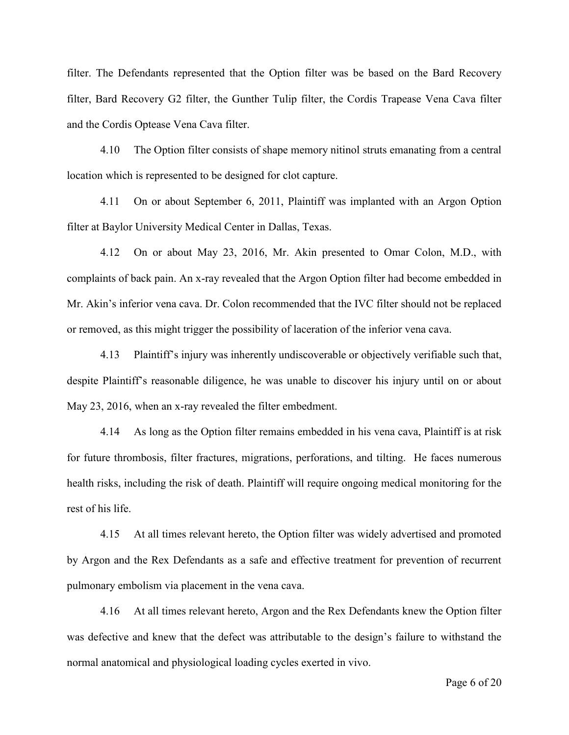filter. The Defendants represented that the Option filter was be based on the Bard Recovery filter, Bard Recovery G2 filter, the Gunther Tulip filter, the Cordis Trapease Vena Cava filter and the Cordis Optease Vena Cava filter.

4.10 The Option filter consists of shape memory nitinol struts emanating from a central location which is represented to be designed for clot capture.

4.11 On or about September 6, 2011, Plaintiff was implanted with an Argon Option filter at Baylor University Medical Center in Dallas, Texas.

4.12 On or about May 23, 2016, Mr. Akin presented to Omar Colon, M.D., with complaints of back pain. An x-ray revealed that the Argon Option filter had become embedded in Mr. Akin's inferior vena cava. Dr. Colon recommended that the IVC filter should not be replaced or removed, as this might trigger the possibility of laceration of the inferior vena cava.

4.13 Plaintiff's injury was inherently undiscoverable or objectively verifiable such that, despite Plaintiff's reasonable diligence, he was unable to discover his injury until on or about May 23, 2016, when an x-ray revealed the filter embedment.

4.14 As long as the Option filter remains embedded in his vena cava, Plaintiff is at risk for future thrombosis, filter fractures, migrations, perforations, and tilting. He faces numerous health risks, including the risk of death. Plaintiff will require ongoing medical monitoring for the rest of his life.

4.15 At all times relevant hereto, the Option filter was widely advertised and promoted by Argon and the Rex Defendants as a safe and effective treatment for prevention of recurrent pulmonary embolism via placement in the vena cava.

4.16 At all times relevant hereto, Argon and the Rex Defendants knew the Option filter was defective and knew that the defect was attributable to the design's failure to withstand the normal anatomical and physiological loading cycles exerted in vivo.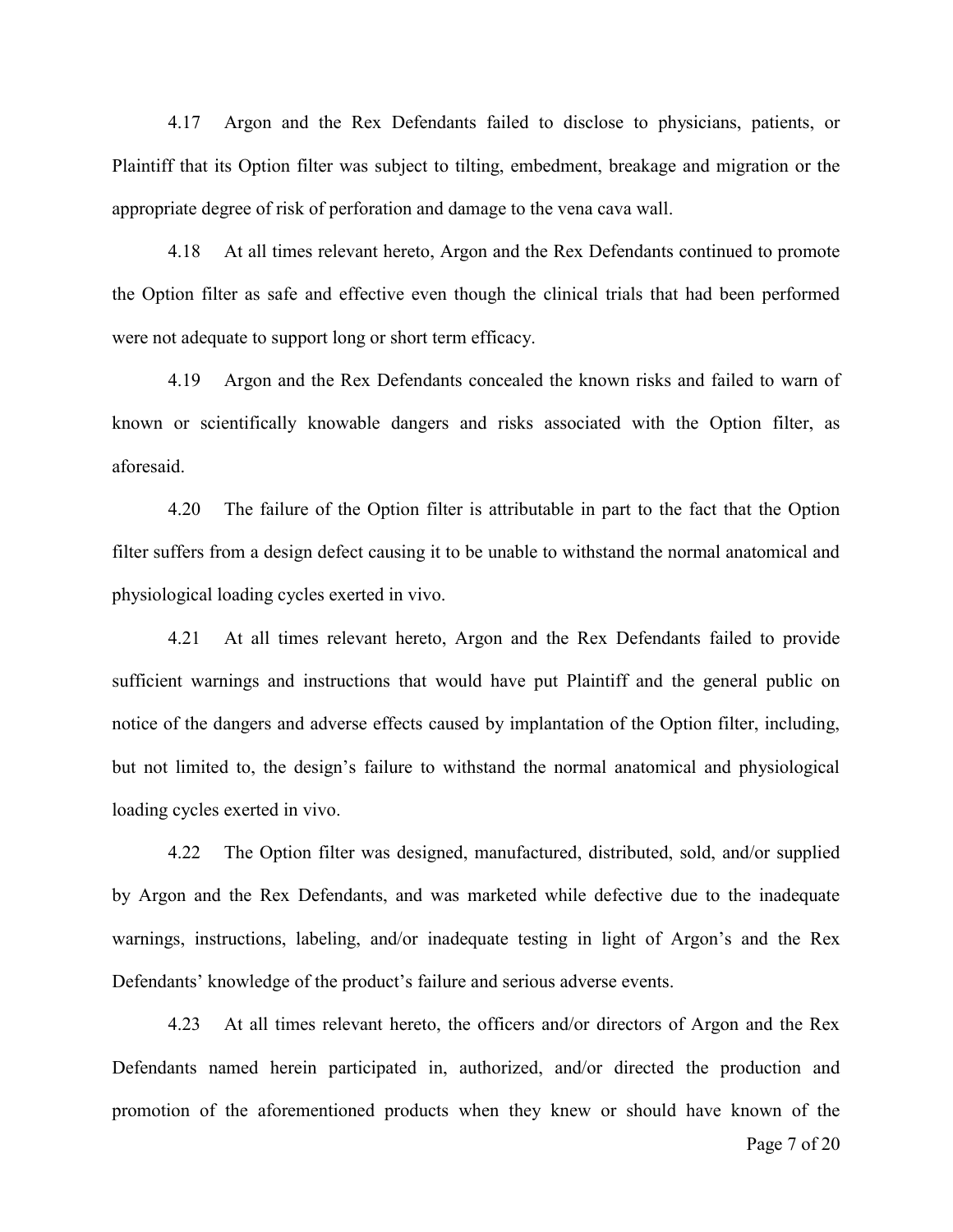4.17 Argon and the Rex Defendants failed to disclose to physicians, patients, or Plaintiff that its Option filter was subject to tilting, embedment, breakage and migration or the appropriate degree of risk of perforation and damage to the vena cava wall.

4.18 At all times relevant hereto, Argon and the Rex Defendants continued to promote the Option filter as safe and effective even though the clinical trials that had been performed were not adequate to support long or short term efficacy.

4.19 Argon and the Rex Defendants concealed the known risks and failed to warn of known or scientifically knowable dangers and risks associated with the Option filter, as aforesaid.

4.20 The failure of the Option filter is attributable in part to the fact that the Option filter suffers from a design defect causing it to be unable to withstand the normal anatomical and physiological loading cycles exerted in vivo.

4.21 At all times relevant hereto, Argon and the Rex Defendants failed to provide sufficient warnings and instructions that would have put Plaintiff and the general public on notice of the dangers and adverse effects caused by implantation of the Option filter, including, but not limited to, the design's failure to withstand the normal anatomical and physiological loading cycles exerted in vivo.

4.22 The Option filter was designed, manufactured, distributed, sold, and/or supplied by Argon and the Rex Defendants, and was marketed while defective due to the inadequate warnings, instructions, labeling, and/or inadequate testing in light of Argon's and the Rex Defendants' knowledge of the product's failure and serious adverse events.

4.23 At all times relevant hereto, the officers and/or directors of Argon and the Rex Defendants named herein participated in, authorized, and/or directed the production and promotion of the aforementioned products when they knew or should have known of the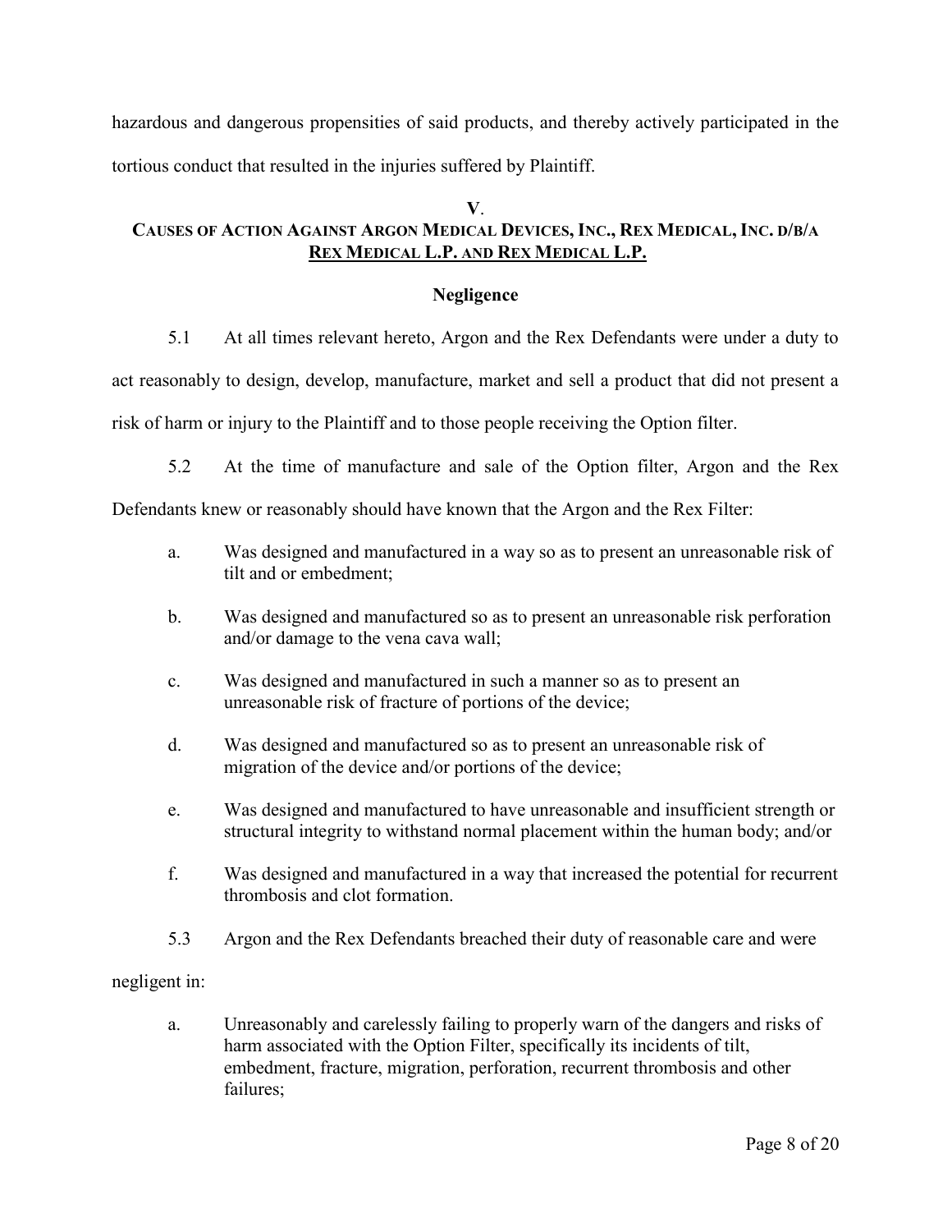hazardous and dangerous propensities of said products, and thereby actively participated in the tortious conduct that resulted in the injuries suffered by Plaintiff.

## V.

## CAUSES OF ACTION AGAINST ARGON MEDICAL DEVICES, INC., REX MEDICAL, INC. D/B/A REX MEDICAL L.P. AND REX MEDICAL L.P.

### Negligence

5.1 At all times relevant hereto, Argon and the Rex Defendants were under a duty to act reasonably to design, develop, manufacture, market and sell a product that did not present a risk of harm or injury to the Plaintiff and to those people receiving the Option filter.

5.2 At the time of manufacture and sale of the Option filter, Argon and the Rex Defendants knew or reasonably should have known that the Argon and the Rex Filter:

a. Was designed and manufactured in a way so as to present an unreasonable risk of tilt and or embedment;

b. Was designed and manufactured so as to present an unreasonable risk perforation and/or damage to the vena cava wall;

c. Was designed and manufactured in such a manner so as to present an unreasonable risk of fracture of portions of the device;

d. Was designed and manufactured so as to present an unreasonable risk of migration of the device and/or portions of the device;

e. Was designed and manufactured to have unreasonable and insufficient strength or structural integrity to withstand normal placement within the human body; and/or

f. Was designed and manufactured in a way that increased the potential for recurrent thrombosis and clot formation.

5.3 Argon and the Rex Defendants breached their duty of reasonable care and were negligent in:

a. Unreasonably and carelessly failing to properly warn of the dangers and risks of harm associated with the Option Filter, specifically its incidents of tilt, embedment, fracture, migration, perforation, recurrent thrombosis and other failures;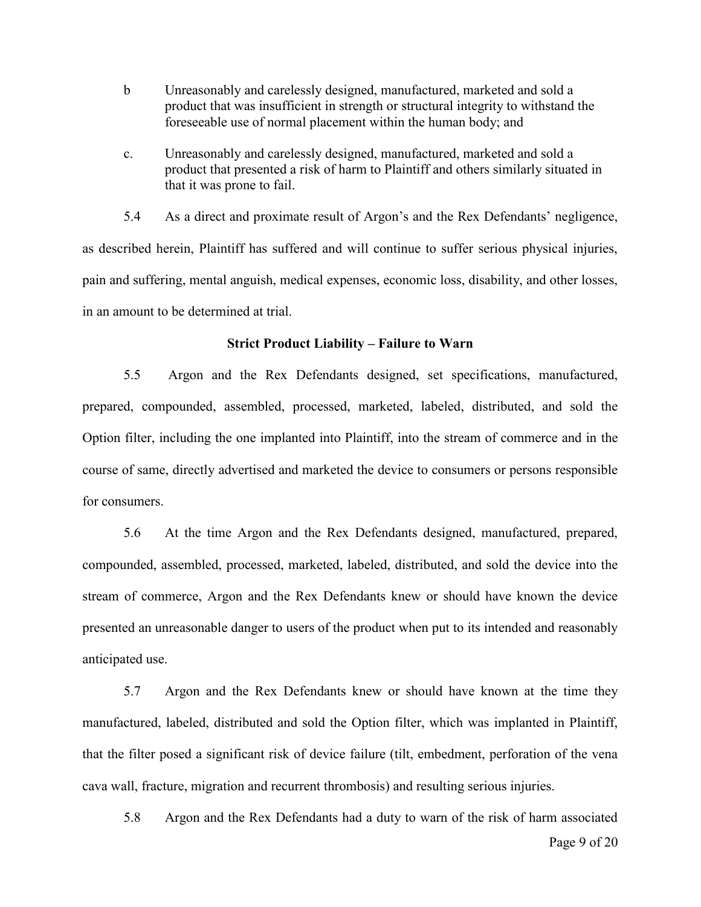b Unreasonably and carelessly designed, manufactured, marketed and sold a product that was insufficient in strength or structural integrity to withstand the foreseeable use of normal placement within the human body; and

c. Unreasonably and carelessly designed, manufactured, marketed and sold a product that presented a risk of harm to Plaintiff and others similarly situated in that it was prone to fail.

5.4 As a direct and proximate result of Argon's and the Rex Defendants' negligence, as described herein, Plaintiff has suffered and will continue to suffer serious physical injuries, pain and suffering, mental anguish, medical expenses, economic loss, disability, and other losses, in an amount to be determined at trial.

**Strict Product Liability – Failure to Warn**

5.5 Argon and the Rex Defendants designed, set specifications, manufactured, prepared, compounded, assembled, processed, marketed, labeled, distributed, and sold the Option filter, including the one implanted into Plaintiff, into the stream of commerce and in the course of same, directly advertised and marketed the device to consumers or persons responsible for consumers.

5.6 At the time Argon and the Rex Defendants designed, manufactured, prepared, compounded, assembled, processed, marketed, labeled, distributed, and sold the device into the stream of commerce, Argon and the Rex Defendants knew or should have known the device presented an unreasonable danger to users of the product when put to its intended and reasonably anticipated use.

5.7 Argon and the Rex Defendants knew or should have known at the time they manufactured, labeled, distributed and sold the Option filter, which was implanted in Plaintiff, that the filter posed a significant risk of device failure (tilt, embedment, perforation of the vena cava wall, fracture, migration and recurrent thrombosis) and resulting serious injuries.

5.8 Argon and the Rex Defendants had a duty to warn of the risk of harm associated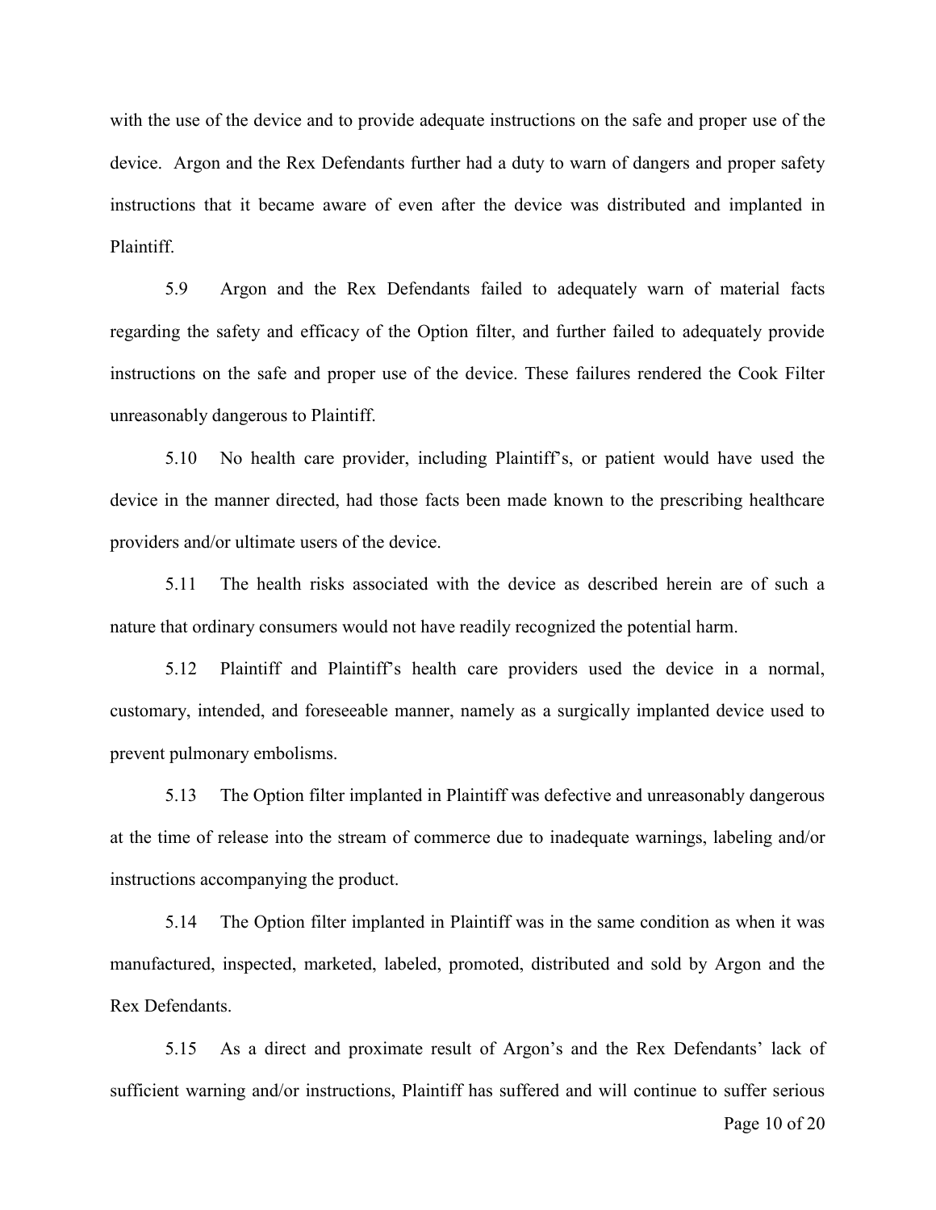with the use of the device and to provide adequate instructions on the safe and proper use of the device. Argon and the Rex Defendants further had a duty to warn of dangers and proper safety instructions that it became aware of even after the device was distributed and implanted in Plaintiff.

5.9 Argon and the Rex Defendants failed to adequately warn of material facts regarding the safety and efficacy of the Option filter, and further failed to adequately provide instructions on the safe and proper use of the device. These failures rendered the Cook Filter unreasonably dangerous to Plaintiff.

5.10 No health care provider, including Plaintiff's, or patient would have used the device in the manner directed, had those facts been made known to the prescribing healthcare providers and/or ultimate users of the device.

5.11 The health risks associated with the device as described herein are of such a nature that ordinary consumers would not have readily recognized the potential harm.

5.12 Plaintiff and Plaintiff's health care providers used the device in a normal, customary, intended, and foreseeable manner, namely as a surgically implanted device used to prevent pulmonary embolisms.

5.13 The Option filter implanted in Plaintiff was defective and unreasonably dangerous at the time of release into the stream of commerce due to inadequate warnings, labeling and/or instructions accompanying the product.

5.14 The Option filter implanted in Plaintiff was in the same condition as when it was manufactured, inspected, marketed, labeled, promoted, distributed and sold by Argon and the Rex Defendants.

5.15 As a direct and proximate result of Argon's and the Rex Defendants' lack of sufficient warning and/or instructions, Plaintiff has suffered and will continue to suffer serious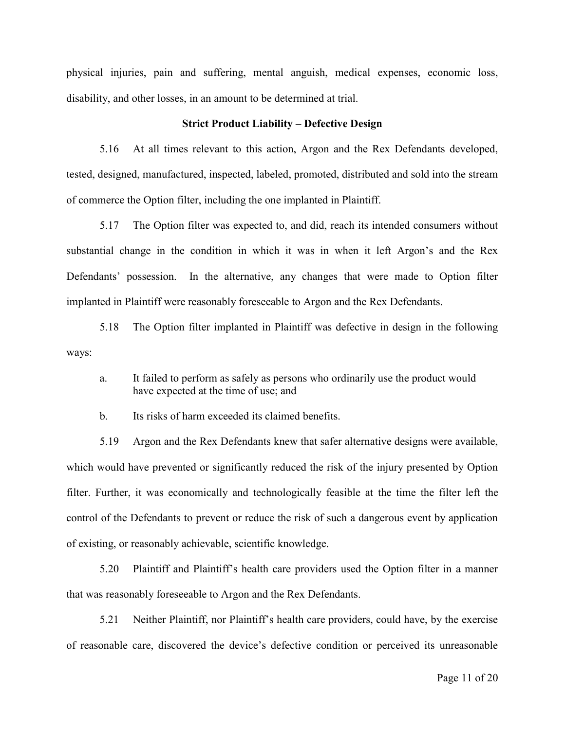physical injuries, pain and suffering, mental anguish, medical expenses, economic loss, disability, and other losses, in an amount to be determined at trial.

**Strict Product Liability – Defective Design**

5.16 At all times relevant to this action, Argon and the Rex Defendants developed, tested, designed, manufactured, inspected, labeled, promoted, distributed and sold into the stream of commerce the Option filter, including the one implanted in Plaintiff.

5.17 The Option filter was expected to, and did, reach its intended consumers without substantial change in the condition in which it was in when it left Argon's and the Rex Defendants' possession. In the alternative, any changes that were made to Option filter implanted in Plaintiff were reasonably foreseeable to Argon and the Rex Defendants.

5.18 The Option filter implanted in Plaintiff was defective in design in the following ways:

a. It failed to perform as safely as persons who ordinarily use the product would have expected at the time of use; and

b. Its risks of harm exceeded its claimed benefits.

5.19 Argon and the Rex Defendants knew that safer alternative designs were available, which would have prevented or significantly reduced the risk of the injury presented by Option filter. Further, it was economically and technologically feasible at the time the filter left the control of the Defendants to prevent or reduce the risk of such a dangerous event by application of existing, or reasonably achievable, scientific knowledge.

5.20 Plaintiff and Plaintiff's health care providers used the Option filter in a manner that was reasonably foreseeable to Argon and the Rex Defendants.

5.21 Neither Plaintiff, nor Plaintiff's health care providers, could have, by the exercise of reasonable care, discovered the device's defective condition or perceived its unreasonable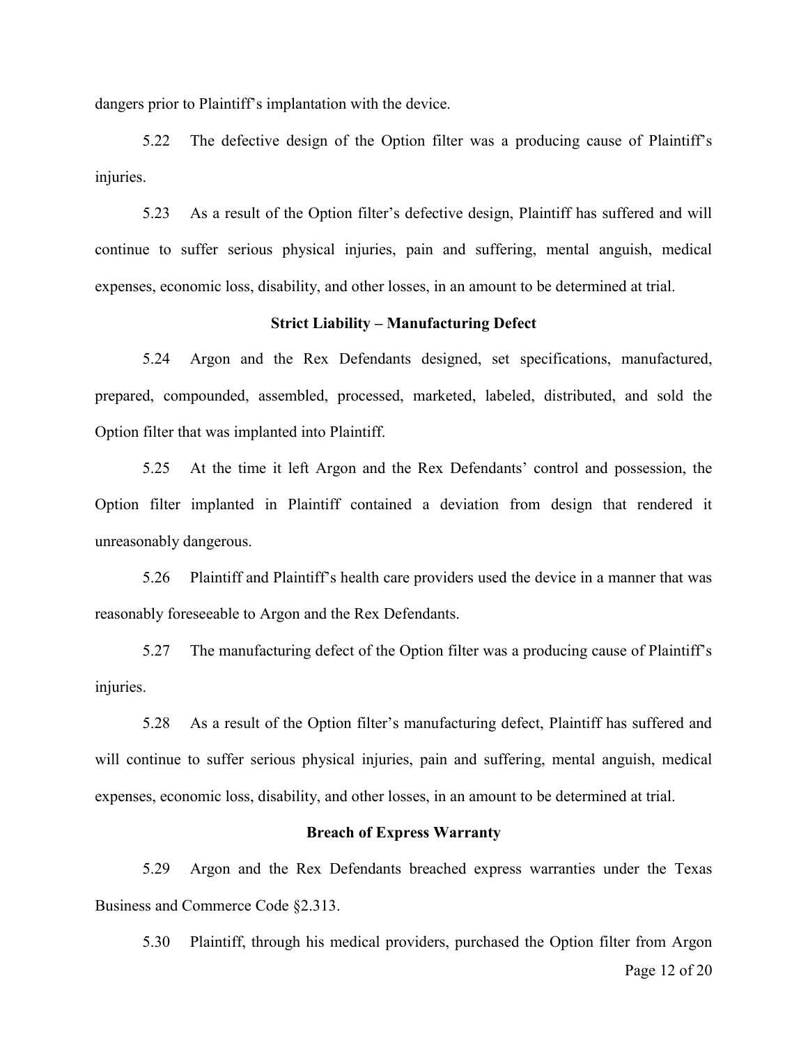dangers prior to Plaintiff's implantation with the device.

5.22 The defective design of the Option filter was a producing cause of Plaintiff's injuries.

5.23 As a result of the Option filter's defective design, Plaintiff has suffered and will continue to suffer serious physical injuries, pain and suffering, mental anguish, medical expenses, economic loss, disability, and other losses, in an amount to be determined at trial.

**Strict Liability – Manufacturing Defect**

5.24 Argon and the Rex Defendants designed, set specifications, manufactured, prepared, compounded, assembled, processed, marketed, labeled, distributed, and sold the Option filter that was implanted into Plaintiff.

5.25 At the time it left Argon and the Rex Defendants' control and possession, the Option filter implanted in Plaintiff contained a deviation from design that rendered it unreasonably dangerous.

5.26 Plaintiff and Plaintiff's health care providers used the device in a manner that was reasonably foreseeable to Argon and the Rex Defendants.

5.27 The manufacturing defect of the Option filter was a producing cause of Plaintiff's injuries.

5.28 As a result of the Option filter's manufacturing defect, Plaintiff has suffered and will continue to suffer serious physical injuries, pain and suffering, mental anguish, medical expenses, economic loss, disability, and other losses, in an amount to be determined at trial.

**Breach of Express Warranty**

5.29 Argon and the Rex Defendants breached express warranties under the Texas Business and Commerce Code §2.313.

5.30 Plaintiff, through his medical providers, purchased the Option filter from Argon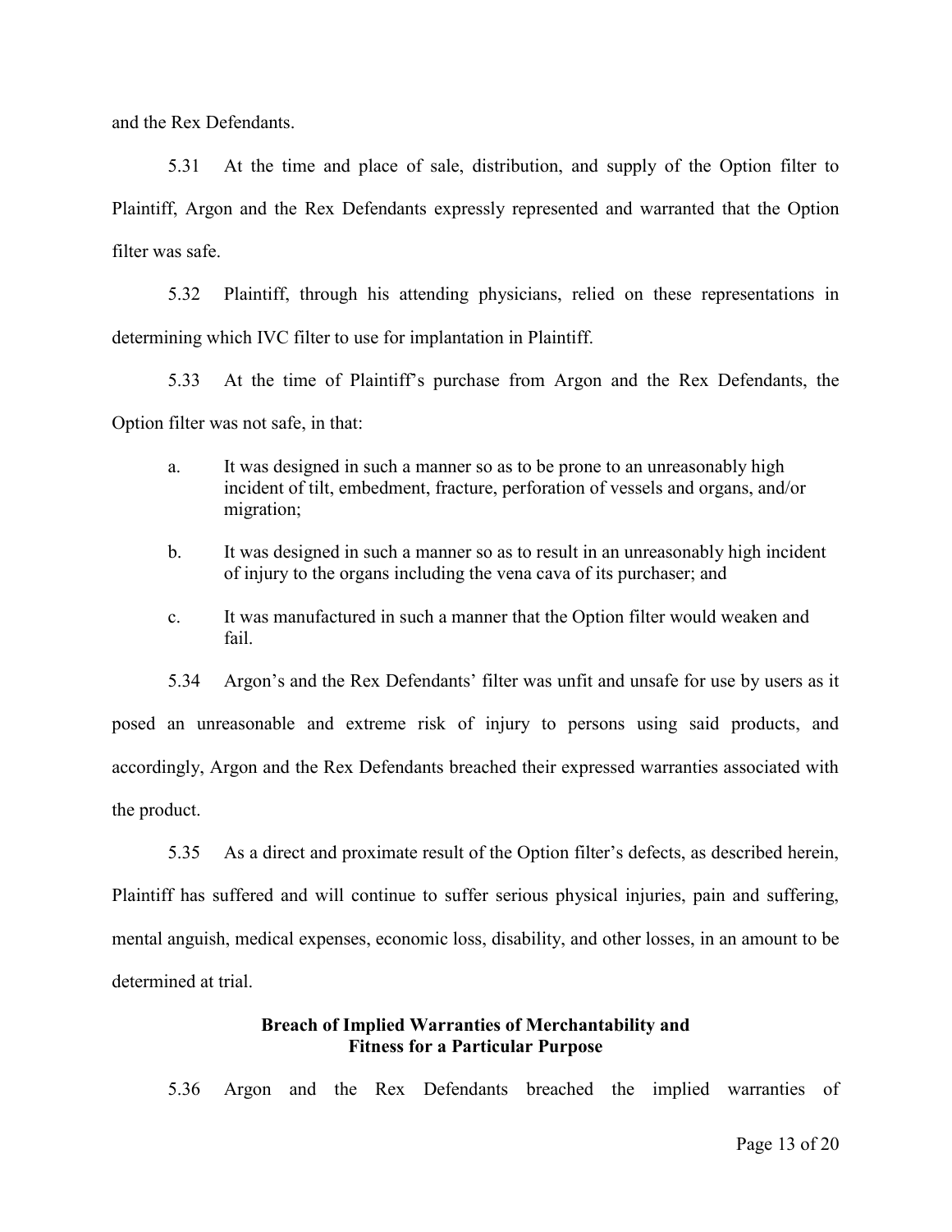and the Rex Defendants.

5.31 At the time and place of sale, distribution, and supply of the Option filter to Plaintiff, Argon and the Rex Defendants expressly represented and warranted that the Option filter was safe.

5.32 Plaintiff, through his attending physicians, relied on these representations in determining which IVC filter to use for implantation in Plaintiff.

5.33 At the time of Plaintiff's purchase from Argon and the Rex Defendants, the Option filter was not safe, in that:

a. It was designed in such a manner so as to be prone to an unreasonably high incident of tilt, embedment, fracture, perforation of vessels and organs, and/or migration;

b. It was designed in such a manner so as to result in an unreasonably high incident of injury to the organs including the vena cava of its purchaser; and

c. It was manufactured in such a manner that the Option filter would weaken and fail.

5.34 Argon's and the Rex Defendants' filter was unfit and unsafe for use by users as it posed an unreasonable and extreme risk of injury to persons using said products, and accordingly, Argon and the Rex Defendants breached their expressed warranties associated with the product.

5.35 As a direct and proximate result of the Option filter's defects, as described herein, Plaintiff has suffered and will continue to suffer serious physical injuries, pain and suffering, mental anguish, medical expenses, economic loss, disability, and other losses, in an amount to be determined at trial.

**Breach of Implied Warranties of Merchantability and Fitness for a Particular Purpose**

5.36 Argon and the Rex Defendants breached the implied warranties of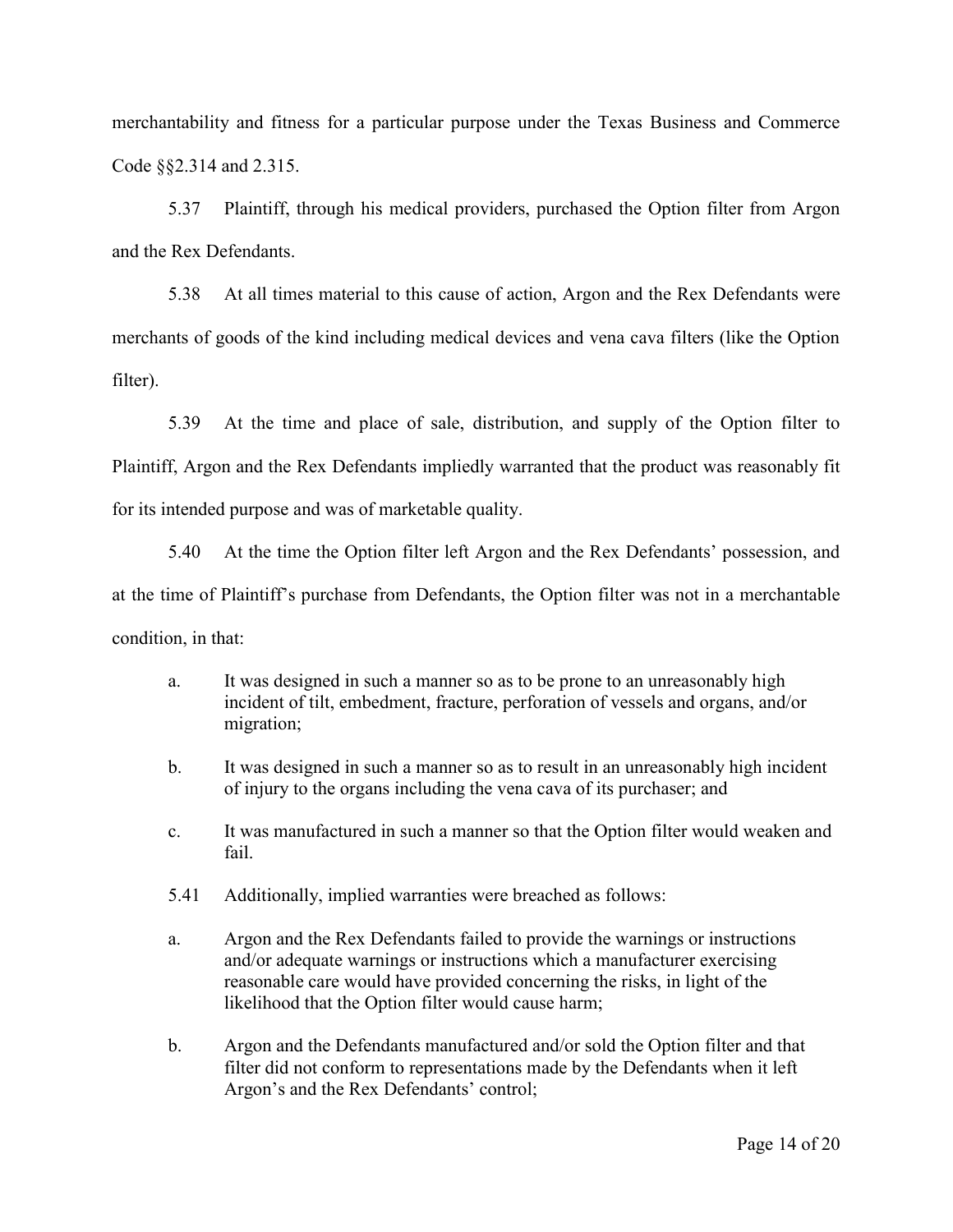merchantability and fitness for a particular purpose under the Texas Business and Commerce Code §§2.314 and 2.315.

5.37 Plaintiff, through his medical providers, purchased the Option filter from Argon and the Rex Defendants.

5.38 At all times material to this cause of action, Argon and the Rex Defendants were merchants of goods of the kind including medical devices and vena cava filters (like the Option filter).

5.39 At the time and place of sale, distribution, and supply of the Option filter to Plaintiff, Argon and the Rex Defendants impliedly warranted that the product was reasonably fit for its intended purpose and was of marketable quality.

5.40 At the time the Option filter left Argon and the Rex Defendants' possession, and at the time of Plaintiff's purchase from Defendants, the Option filter was not in a merchantable condition, in that:

a. It was designed in such a manner so as to be prone to an unreasonably high incident of tilt, embedment, fracture, perforation of vessels and organs, and/or migration;

b. It was designed in such a manner so as to result in an unreasonably high incident of injury to the organs including the vena cava of its purchaser; and

c. It was manufactured in such a manner so that the Option filter would weaken and fail.

5.41 Additionally, implied warranties were breached as follows:

a. Argon and the Rex Defendants failed to provide the warnings or instructions and/or adequate warnings or instructions which a manufacturer exercising reasonable care would have provided concerning the risks, in light of the likelihood that the Option filter would cause harm;

b. Argon and the Defendants manufactured and/or sold the Option filter and that filter did not conform to representations made by the Defendants when it left Argon's and the Rex Defendants' control;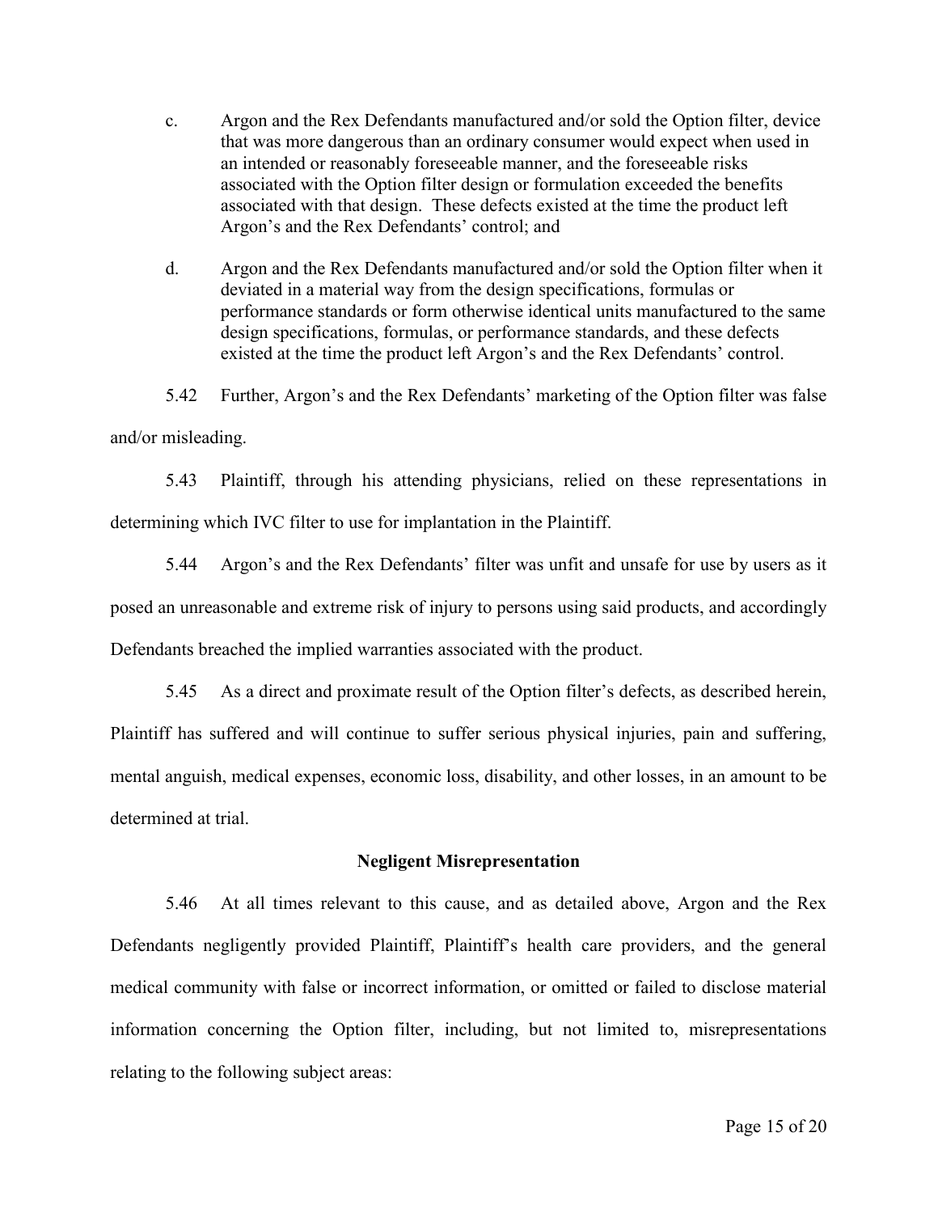c. Argon and the Rex Defendants manufactured and/or sold the Option filter, device that was more dangerous than an ordinary consumer would expect when used in an intended or reasonably foreseeable manner, and the foreseeable risks associated with the Option filter design or formulation exceeded the benefits associated with that design. These defects existed at the time the product left Argon's and the Rex Defendants' control; and

d. Argon and the Rex Defendants manufactured and/or sold the Option filter when it deviated in a material way from the design specifications, formulas or performance standards or form otherwise identical units manufactured to the same design specifications, formulas, or performance standards, and these defects existed at the time the product left Argon's and the Rex Defendants' control.

5.42 Further, Argon's and the Rex Defendants' marketing of the Option filter was false and/or misleading.

5.43 Plaintiff, through his attending physicians, relied on these representations in determining which IVC filter to use for implantation in the Plaintiff.

5.44 Argon's and the Rex Defendants' filter was unfit and unsafe for use by users as it posed an unreasonable and extreme risk of injury to persons using said products, and accordingly Defendants breached the implied warranties associated with the product.

5.45 As a direct and proximate result of the Option filter's defects, as described herein, Plaintiff has suffered and will continue to suffer serious physical injuries, pain and suffering, mental anguish, medical expenses, economic loss, disability, and other losses, in an amount to be determined at trial.

**Negligent Misrepresentation**

5.46 At all times relevant to this cause, and as detailed above, Argon and the Rex Defendants negligently provided Plaintiff, Plaintiff's health care providers, and the general medical community with false or incorrect information, or omitted or failed to disclose material information concerning the Option filter, including, but not limited to, misrepresentations relating to the following subject areas: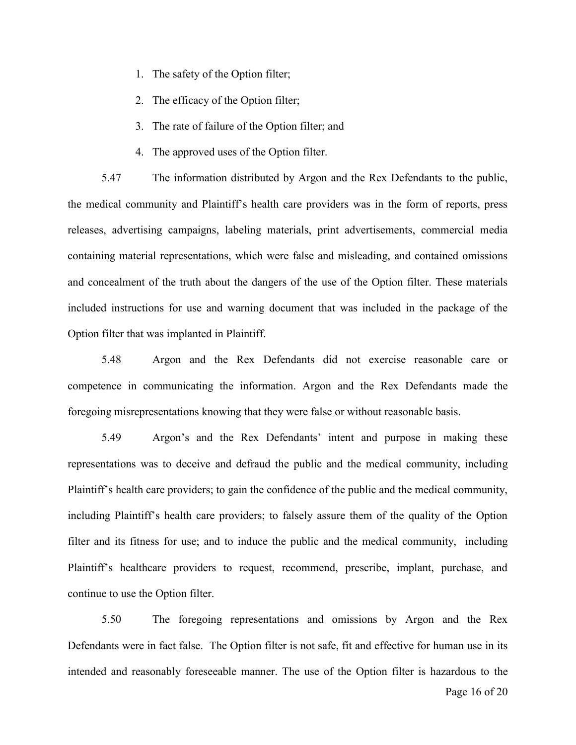1. The safety of the Option filter;
2. The efficacy of the Option filter;
3. The rate of failure of the Option filter; and
4. The approved uses of the Option filter.

5.47 The information distributed by Argon and the Rex Defendants to the public, the medical community and Plaintiff's health care providers was in the form of reports, press releases, advertising campaigns, labeling materials, print advertisements, commercial media containing material representations, which were false and misleading, and contained omissions and concealment of the truth about the dangers of the use of the Option filter. These materials included instructions for use and warning document that was included in the package of the Option filter that was implanted in Plaintiff.

5.48 Argon and the Rex Defendants did not exercise reasonable care or competence in communicating the information. Argon and the Rex Defendants made the foregoing misrepresentations knowing that they were false or without reasonable basis.

5.49 Argon's and the Rex Defendants' intent and purpose in making these representations was to deceive and defraud the public and the medical community, including Plaintiff's health care providers; to gain the confidence of the public and the medical community, including Plaintiff's health care providers; to falsely assure them of the quality of the Option filter and its fitness for use; and to induce the public and the medical community, including Plaintiff's healthcare providers to request, recommend, prescribe, implant, purchase, and continue to use the Option filter.

5.50 The foregoing representations and omissions by Argon and the Rex Defendants were in fact false. The Option filter is not safe, fit and effective for human use in its intended and reasonably foreseeable manner. The use of the Option filter is hazardous to the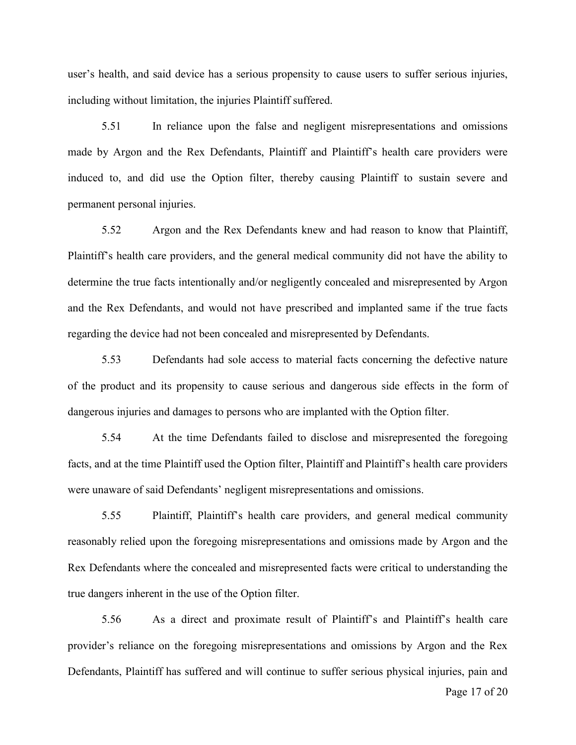user's health, and said device has a serious propensity to cause users to suffer serious injuries, including without limitation, the injuries Plaintiff suffered.

5.51 In reliance upon the false and negligent misrepresentations and omissions made by Argon and the Rex Defendants, Plaintiff and Plaintiff's health care providers were induced to, and did use the Option filter, thereby causing Plaintiff to sustain severe and permanent personal injuries.

5.52 Argon and the Rex Defendants knew and had reason to know that Plaintiff, Plaintiff's health care providers, and the general medical community did not have the ability to determine the true facts intentionally and/or negligently concealed and misrepresented by Argon and the Rex Defendants, and would not have prescribed and implanted same if the true facts regarding the device had not been concealed and misrepresented by Defendants.

5.53 Defendants had sole access to material facts concerning the defective nature of the product and its propensity to cause serious and dangerous side effects in the form of dangerous injuries and damages to persons who are implanted with the Option filter.

5.54 At the time Defendants failed to disclose and misrepresented the foregoing facts, and at the time Plaintiff used the Option filter, Plaintiff and Plaintiff's health care providers were unaware of said Defendants' negligent misrepresentations and omissions.

5.55 Plaintiff, Plaintiff's health care providers, and general medical community reasonably relied upon the foregoing misrepresentations and omissions made by Argon and the Rex Defendants where the concealed and misrepresented facts were critical to understanding the true dangers inherent in the use of the Option filter.

5.56 As a direct and proximate result of Plaintiff's and Plaintiff's health care provider's reliance on the foregoing misrepresentations and omissions by Argon and the Rex Defendants, Plaintiff has suffered and will continue to suffer serious physical injuries, pain and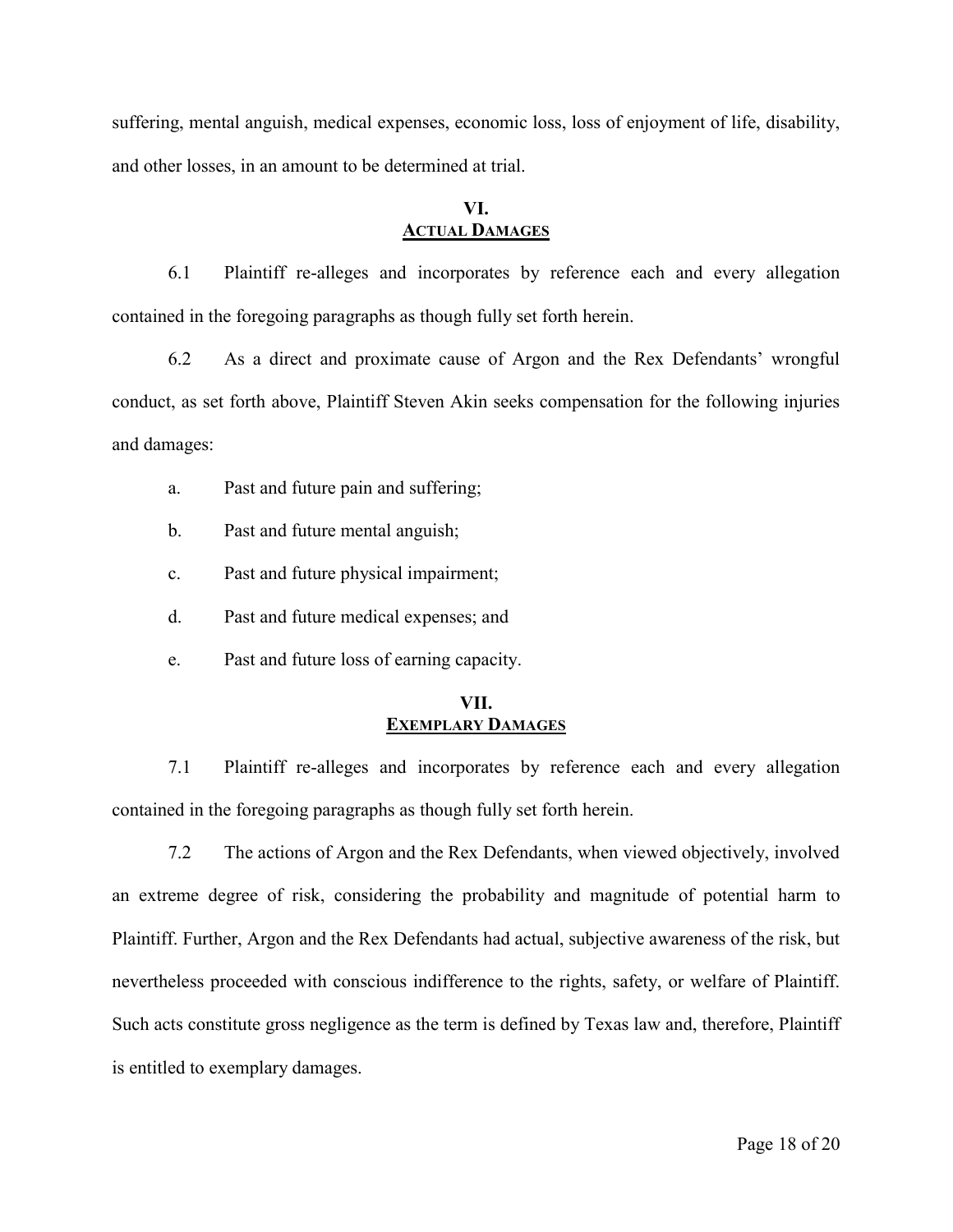suffering, mental anguish, medical expenses, economic loss, loss of enjoyment of life, disability, and other losses, in an amount to be determined at trial.

## VI.
## <u>ACTUAL DAMAGES</u>

6.1 Plaintiff re-alleges and incorporates by reference each and every allegation contained in the foregoing paragraphs as though fully set forth herein.

6.2 As a direct and proximate cause of Argon and the Rex Defendants' wrongful conduct, as set forth above, Plaintiff Steven Akin seeks compensation for the following injuries and damages:

a. Past and future pain and suffering;

b. Past and future mental anguish;

c. Past and future physical impairment;

d. Past and future medical expenses; and

e. Past and future loss of earning capacity.

## VII.
## <u>EXEMPLARY DAMAGES</u>

7.1 Plaintiff re-alleges and incorporates by reference each and every allegation contained in the foregoing paragraphs as though fully set forth herein.

7.2 The actions of Argon and the Rex Defendants, when viewed objectively, involved an extreme degree of risk, considering the probability and magnitude of potential harm to Plaintiff. Further, Argon and the Rex Defendants had actual, subjective awareness of the risk, but nevertheless proceeded with conscious indifference to the rights, safety, or welfare of Plaintiff. Such acts constitute gross negligence as the term is defined by Texas law and, therefore, Plaintiff is entitled to exemplary damages.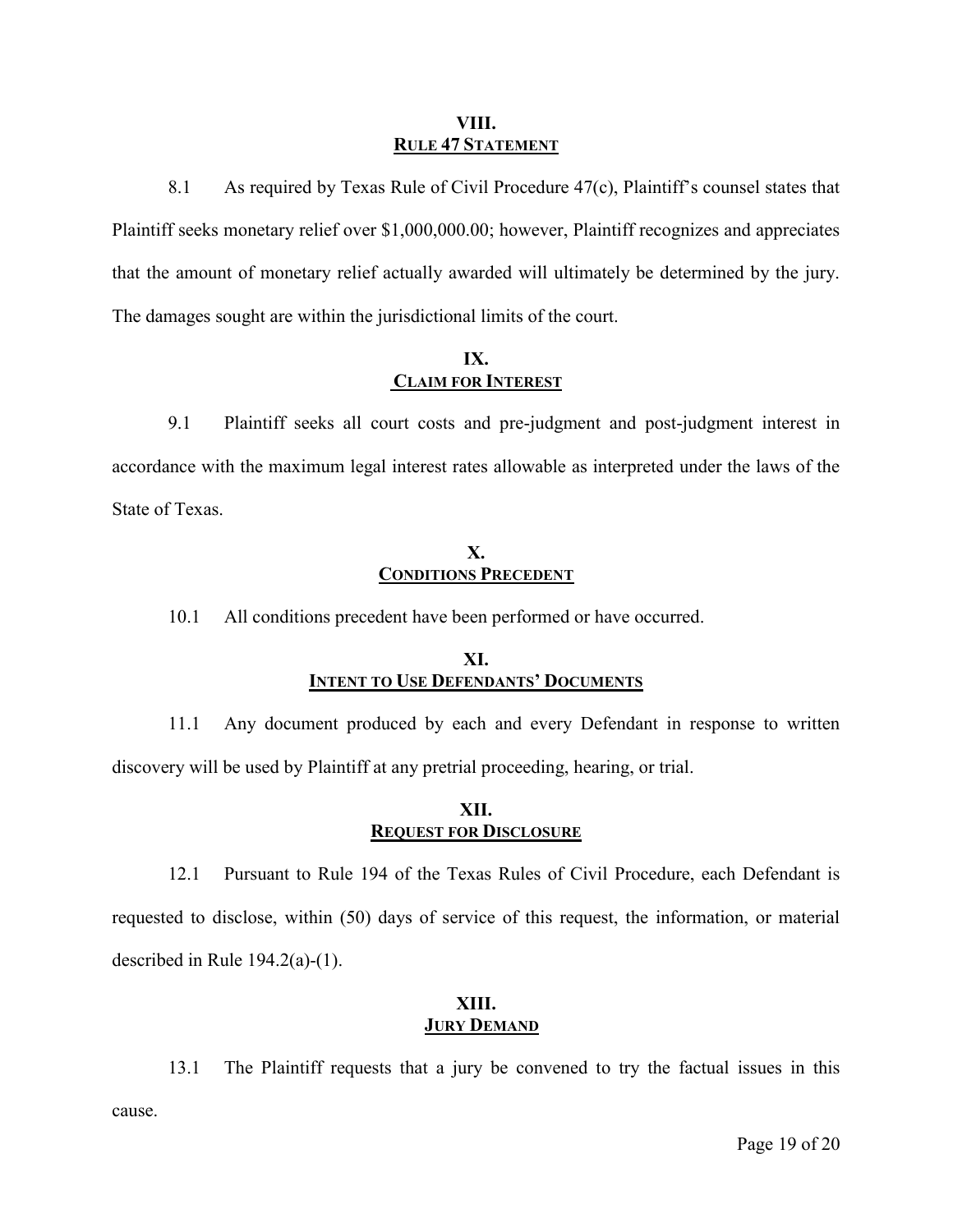## VIII.
## RULE 47 STATEMENT

8.1 As required by Texas Rule of Civil Procedure 47(c), Plaintiff's counsel states that Plaintiff seeks monetary relief over $1,000,000.00; however, Plaintiff recognizes and appreciates that the amount of monetary relief actually awarded will ultimately be determined by the jury. The damages sought are within the jurisdictional limits of the court.

## IX.
## CLAIM FOR INTEREST

9.1 Plaintiff seeks all court costs and pre-judgment and post-judgment interest in accordance with the maximum legal interest rates allowable as interpreted under the laws of the State of Texas.

## X.
## CONDITIONS PRECEDENT

10.1 All conditions precedent have been performed or have occurred.

## XI.
## INTENT TO USE DEFENDANTS' DOCUMENTS

11.1 Any document produced by each and every Defendant in response to written discovery will be used by Plaintiff at any pretrial proceeding, hearing, or trial.

## XII.
## REQUEST FOR DISCLOSURE

12.1 Pursuant to Rule 194 of the Texas Rules of Civil Procedure, each Defendant is requested to disclose, within (50) days of service of this request, the information, or material described in Rule 194.2(a)-(1).

## XIII.
## JURY DEMAND

13.1 The Plaintiff requests that a jury be convened to try the factual issues in this cause.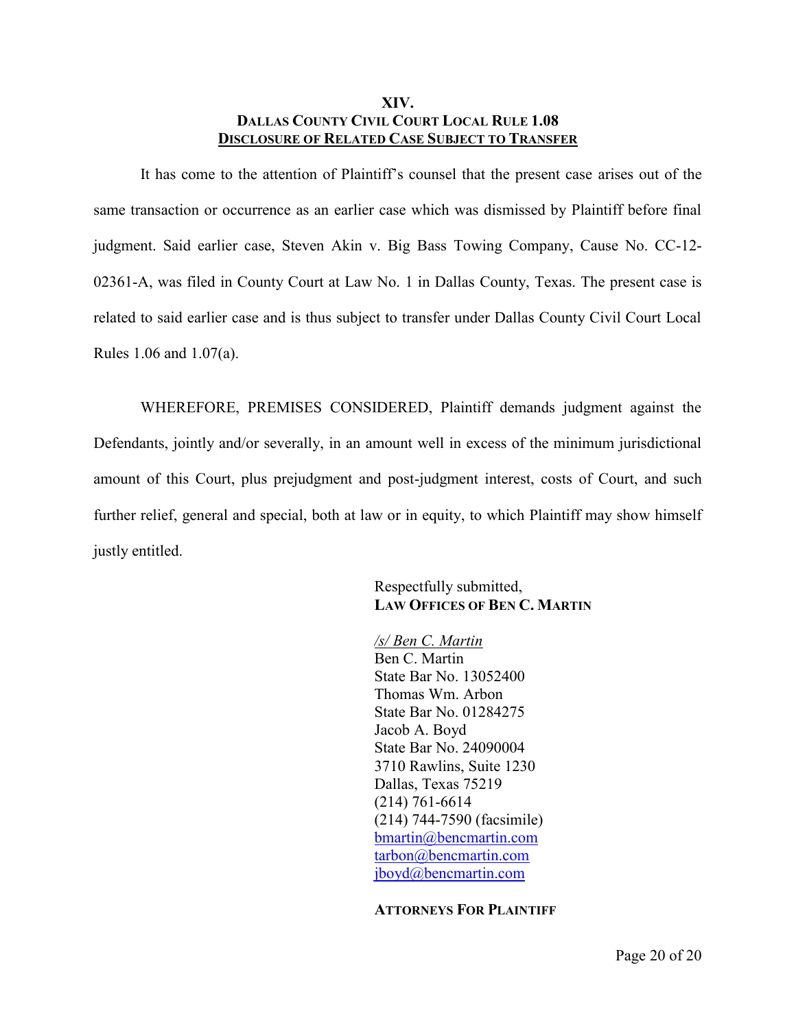## XIV.
## DALLAS COUNTY CIVIL COURT LOCAL RULE 1.08
## DISCLOSURE OF RELATED CASE SUBJECT TO TRANSFER

It has come to the attention of Plaintiff's counsel that the present case arises out of the same transaction or occurrence as an earlier case which was dismissed by Plaintiff before final judgment. Said earlier case, Steven Akin v. Big Bass Towing Company, Cause No. CC-12-02361-A, was filed in County Court at Law No. 1 in Dallas County, Texas. The present case is related to said earlier case and is thus subject to transfer under Dallas County Civil Court Local Rules 1.06 and 1.07(a).

WHEREFORE, PREMISES CONSIDERED, Plaintiff demands judgment against the Defendants, jointly and/or severally, in an amount well in excess of the minimum jurisdictional amount of this Court, plus prejudgment and post-judgment interest, costs of Court, and such further relief, general and special, both at law or in equity, to which Plaintiff may show himself justly entitled.

Respectfully submitted,
**LAW OFFICES OF BEN C. MARTIN**

*/s/ Ben C. Martin*
Ben C. Martin
State Bar No. 13052400
Thomas Wm. Arbon
State Bar No. 01284275
Jacob A. Boyd
State Bar No. 24090004
3710 Rawlins, Suite 1230
Dallas, Texas 75219
(214) 761-6614
(214) 744-7590 (facsimile)
bmartin@bencmartin.com
tarbon@bencmartin.com
jboyd@bencmartin.com

**ATTORNEYS FOR PLAINTIFF**